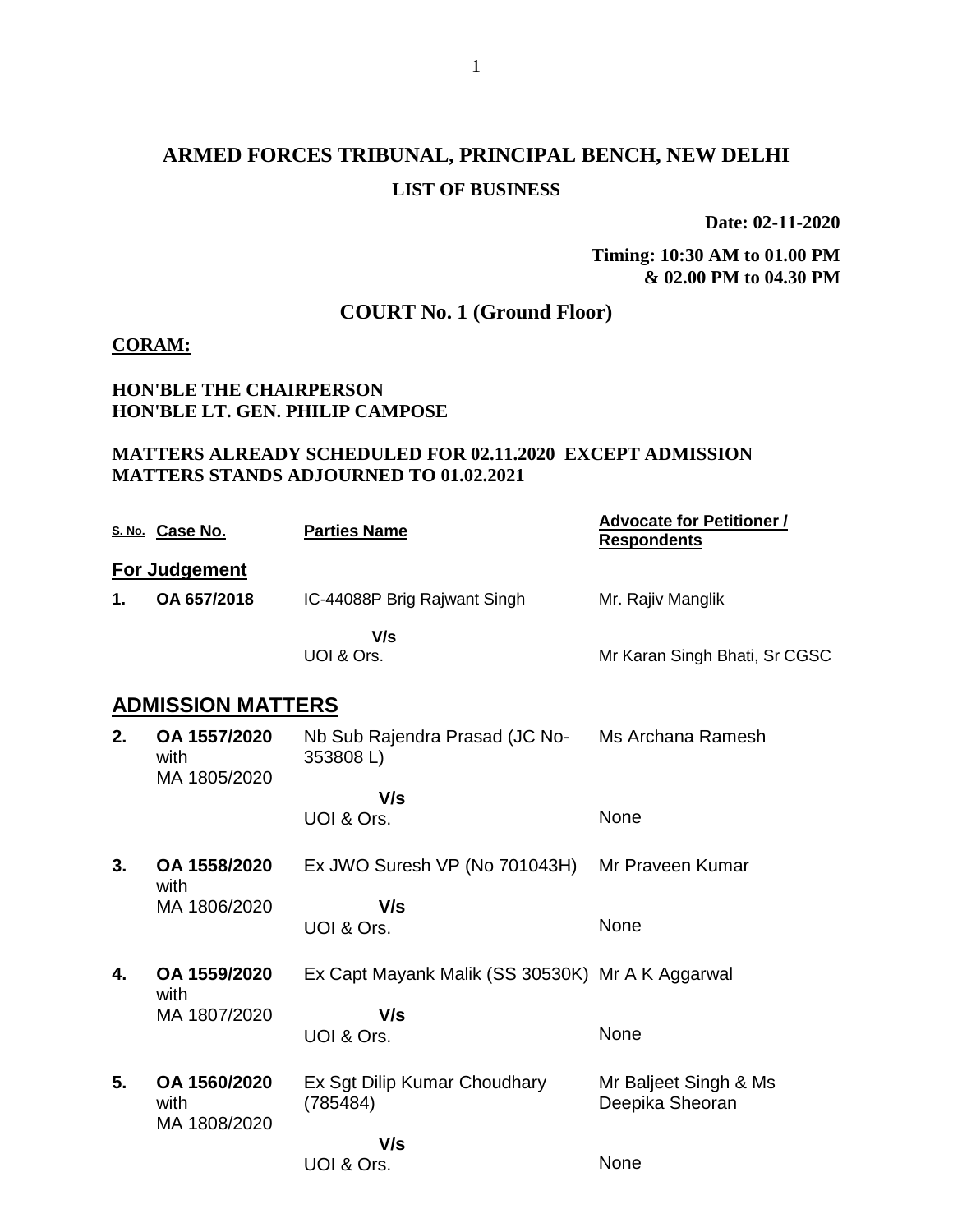# ARMED FORCES TRIBUNAL, PRINCIPAL BENCH, NEW DELHI

## LIST OF BUSINESS

**Date: 02-11-2020**

**Timing: 10:30 AM to 01.00 PM & 02.00 PM to 04.30 PM**

## COURT No. 1 (Ground Floor)

**CORAM:**

**HON'BLE THE CHAIRPERSON**
**HON'BLE LT. GEN. PHILIP CAMPOSE**

**MATTERS ALREADY SCHEDULED FOR 02.11.2020 EXCEPT ADMISSION MATTERS STANDS ADJOURNED TO 01.02.2021**

| S. No. | Case No. | Parties Name | Advocate for Petitioner / Respondents |
|---|---|---|---|
| **For Judgement** | | | |
| **1.** | **OA 657/2018** | IC-44088P Brig Rajwant Singh | Mr. Rajiv Manglik |
| | | **V/s** | |
| | | UOI & Ors. | Mr Karan Singh Bhati, Sr CGSC |
| **ADMISSION MATTERS** | | | |
| **2.** | **OA 1557/2020** with MA 1805/2020 | Nb Sub Rajendra Prasad (JC No-353808 L) | Ms Archana Ramesh |
| | | **V/s** | |
| | | UOI & Ors. | None |
| **3.** | **OA 1558/2020** with MA 1806/2020 | Ex JWO Suresh VP (No 701043H) | Mr Praveen Kumar |
| | | **V/s** | |
| | | UOI & Ors. | None |
| **4.** | **OA 1559/2020** with MA 1807/2020 | Ex Capt Mayank Malik (SS 30530K) | Mr A K Aggarwal |
| | | **V/s** | |
| | | UOI & Ors. | None |
| **5.** | **OA 1560/2020** with MA 1808/2020 | Ex Sgt Dilip Kumar Choudhary (785484) | Mr Baljeet Singh & Ms Deepika Sheoran |
| | | **V/s** | |
| | | UOI & Ors. | None |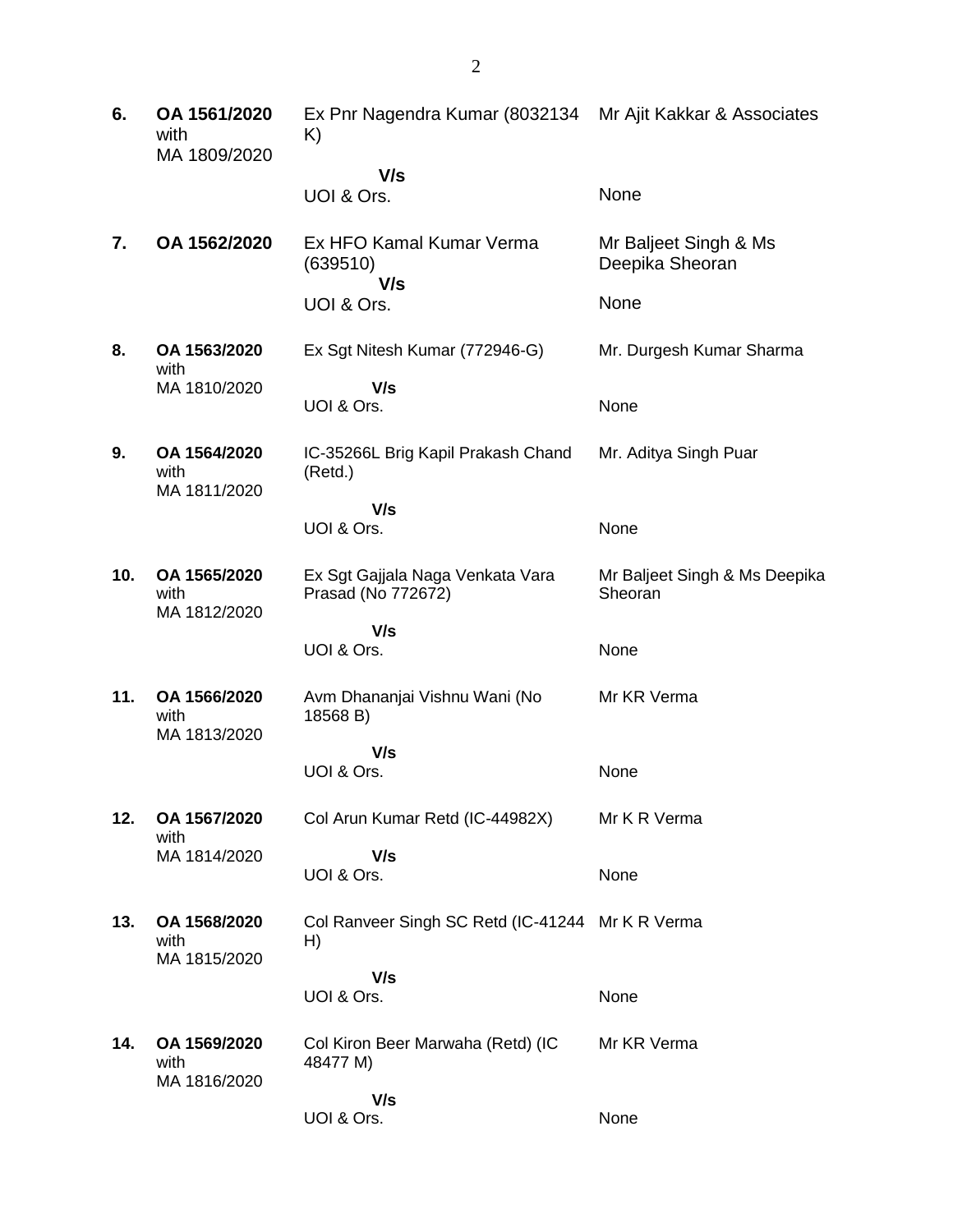| | | | |
|---|---|---|---|
| **6.** | **OA 1561/2020** with MA 1809/2020 | Ex Pnr Nagendra Kumar (8032134 K) | Mr Ajit Kakkar & Associates |
| | | **V/s** UOI & Ors. | None |
| **7.** | **OA 1562/2020** | Ex HFO Kamal Kumar Verma (639510) | Mr Baljeet Singh & Ms Deepika Sheoran |
| | | **V/s** UOI & Ors. | None |
| **8.** | **OA 1563/2020** with MA 1810/2020 | Ex Sgt Nitesh Kumar (772946-G) | Mr. Durgesh Kumar Sharma |
| | | **V/s** UOI & Ors. | None |
| **9.** | **OA 1564/2020** with MA 1811/2020 | IC-35266L Brig Kapil Prakash Chand (Retd.) | Mr. Aditya Singh Puar |
| | | **V/s** UOI & Ors. | None |
| **10.** | **OA 1565/2020** with MA 1812/2020 | Ex Sgt Gajjala Naga Venkata Vara Prasad (No 772672) | Mr Baljeet Singh & Ms Deepika Sheoran |
| | | **V/s** UOI & Ors. | None |
| **11.** | **OA 1566/2020** with MA 1813/2020 | Avm Dhananjai Vishnu Wani (No 18568 B) | Mr KR Verma |
| | | **V/s** UOI & Ors. | None |
| **12.** | **OA 1567/2020** with MA 1814/2020 | Col Arun Kumar Retd (IC-44982X) | Mr K R Verma |
| | | **V/s** UOI & Ors. | None |
| **13.** | **OA 1568/2020** with MA 1815/2020 | Col Ranveer Singh SC Retd (IC-41244 H) | Mr K R Verma |
| | | **V/s** UOI & Ors. | None |
| **14.** | **OA 1569/2020** with MA 1816/2020 | Col Kiron Beer Marwaha (Retd) (IC 48477 M) | Mr KR Verma |
| | | **V/s** UOI & Ors. | None |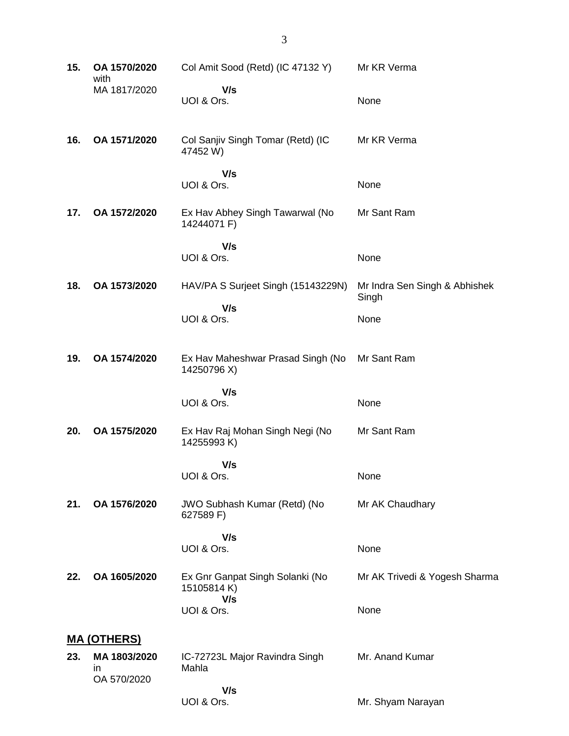| | | | |
|---|---|---|---|
| **15.** | **OA 1570/2020** with MA 1817/2020 | Col Amit Sood (Retd) (IC 47132 Y)<br>**V/s**<br>UOI & Ors. | Mr KR Verma<br><br>None |
| **16.** | **OA 1571/2020** | Col Sanjiv Singh Tomar (Retd) (IC 47452 W)<br>**V/s**<br>UOI & Ors. | Mr KR Verma<br><br>None |
| **17.** | **OA 1572/2020** | Ex Hav Abhey Singh Tawarwal (No 14244071 F)<br>**V/s**<br>UOI & Ors. | Mr Sant Ram<br><br>None |
| **18.** | **OA 1573/2020** | HAV/PA S Surjeet Singh (15143229N)<br>**V/s**<br>UOI & Ors. | Mr Indra Sen Singh & Abhishek Singh<br><br>None |
| **19.** | **OA 1574/2020** | Ex Hav Maheshwar Prasad Singh (No 14250796 X)<br>**V/s**<br>UOI & Ors. | Mr Sant Ram<br><br>None |
| **20.** | **OA 1575/2020** | Ex Hav Raj Mohan Singh Negi (No 14255993 K)<br>**V/s**<br>UOI & Ors. | Mr Sant Ram<br><br>None |
| **21.** | **OA 1576/2020** | JWO Subhash Kumar (Retd) (No 627589 F)<br>**V/s**<br>UOI & Ors. | Mr AK Chaudhary<br><br>None |
| **22.** | **OA 1605/2020** | Ex Gnr Ganpat Singh Solanki (No 15105814 K)<br>**V/s**<br>UOI & Ors. | Mr AK Trivedi & Yogesh Sharma<br><br>None |

## <u>MA (OTHERS)</u>

| | | | |
|---|---|---|---|
| **23.** | **MA 1803/2020** in OA 570/2020 | IC-72723L Major Ravindra Singh Mahla<br>**V/s**<br>UOI & Ors. | Mr. Anand Kumar<br><br>Mr. Shyam Narayan |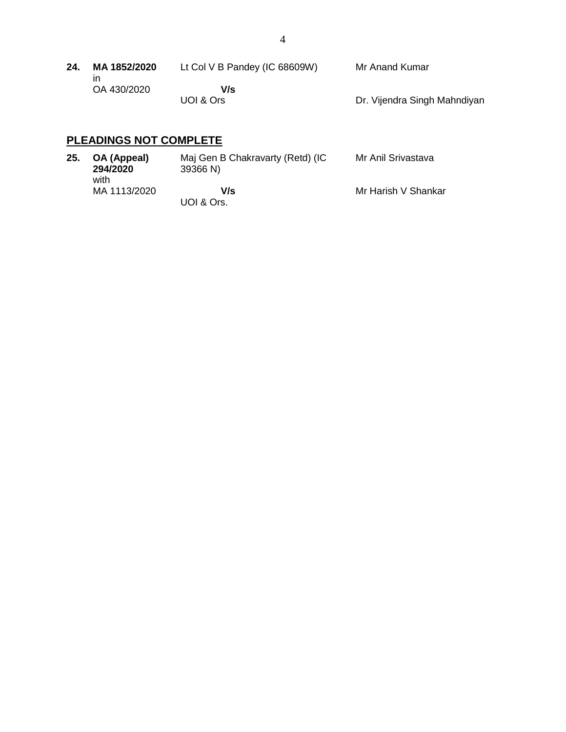| | | | |
|---|---|---|---|
| **24.** | **MA 1852/2020** in OA 430/2020 | Lt Col V B Pandey (IC 68609W) **V/s** UOI & Ors | Mr Anand Kumar<br><br>Dr. Vijendra Singh Mahndiyan |

## PLEADINGS NOT COMPLETE

| | | | |
|---|---|---|---|
| **25.** | **OA (Appeal) 294/2020** with MA 1113/2020 | Maj Gen B Chakravarty (Retd) (IC 39366 N) **V/s** UOI & Ors. | Mr Anil Srivastava<br><br>Mr Harish V Shankar |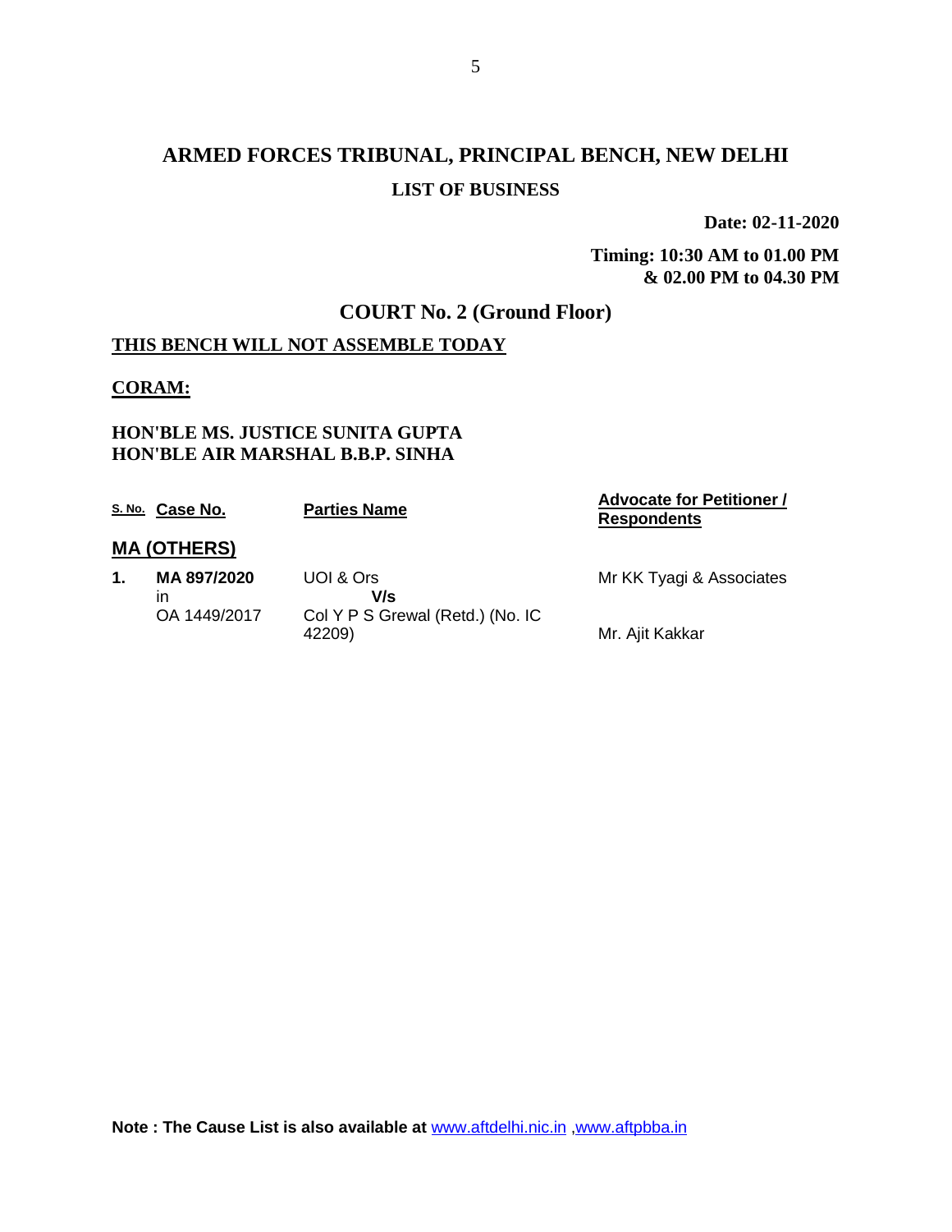# ARMED FORCES TRIBUNAL, PRINCIPAL BENCH, NEW DELHI

## LIST OF BUSINESS

**Date: 02-11-2020**

**Timing: 10:30 AM to 01.00 PM & 02.00 PM to 04.30 PM**

## COURT No. 2 (Ground Floor)

**THIS BENCH WILL NOT ASSEMBLE TODAY**

**CORAM:**

**HON'BLE MS. JUSTICE SUNITA GUPTA**
**HON'BLE AIR MARSHAL B.B.P. SINHA**

| S. No. | Case No. | Parties Name | Advocate for Petitioner / Respondents |
|---|---|---|---|
| **MA (OTHERS)** | | | |
| **1.** | **MA 897/2020** in OA 1449/2017 | UOI & Ors **V/s** Col Y P S Grewal (Retd.) (No. IC 42209) | Mr KK Tyagi & Associates<br>Mr. Ajit Kakkar |

**Note : The Cause List is also available at** www.aftdelhi.nic.in ,www.aftpbba.in